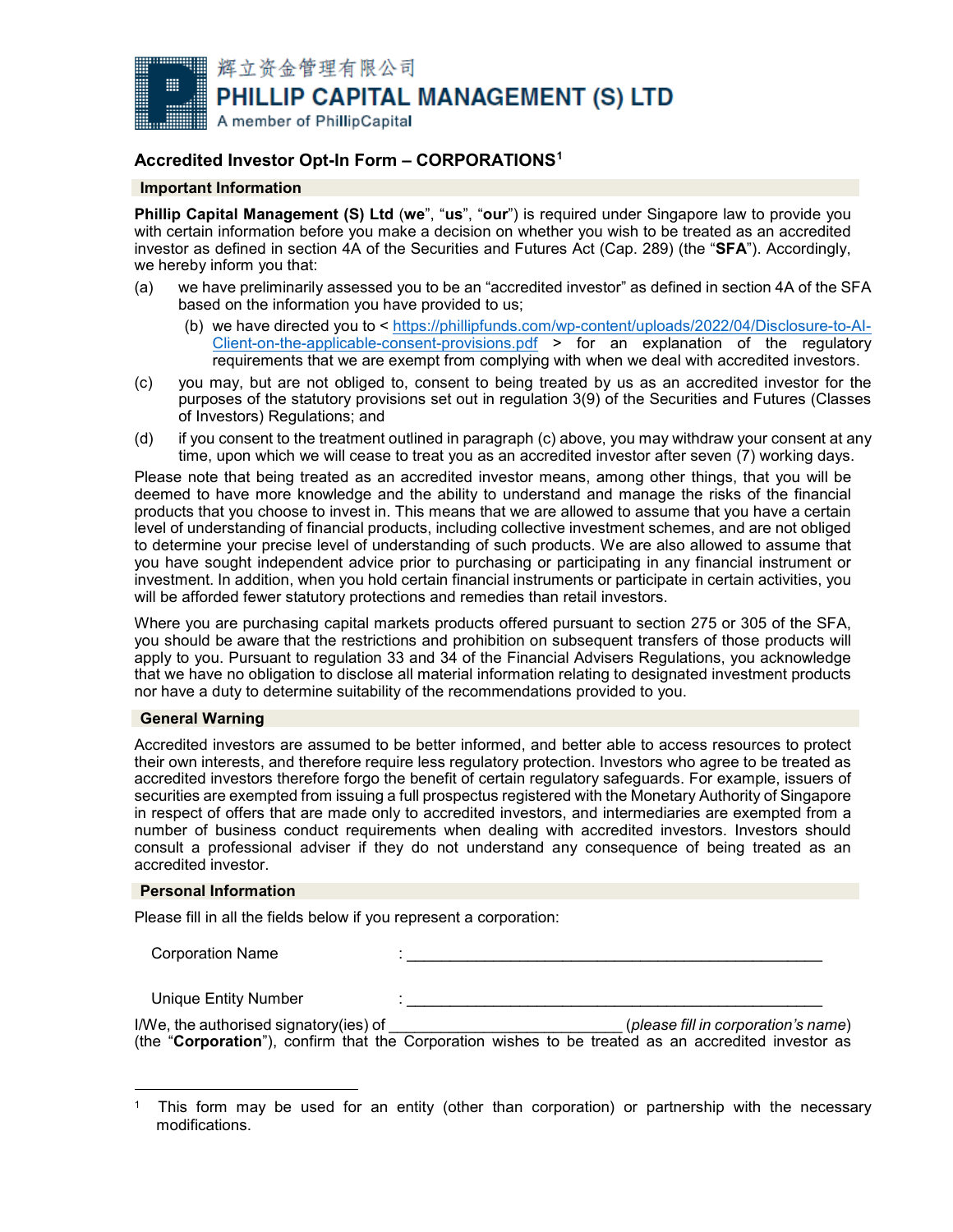輝立资金管理有限公司
**PHILLIP CAPITAL MANAGEMENT (S) LTD**
A member of PhillipCapital

## Accredited Investor Opt-In Form – CORPORATIONS[1]

### Important Information

**Phillip Capital Management (S) Ltd** (**we**", "**us**", "**our**") is required under Singapore law to provide you with certain information before you make a decision on whether you wish to be treated as an accredited investor as defined in section 4A of the Securities and Futures Act (Cap. 289) (the "**SFA**"). Accordingly, we hereby inform you that:

(a) we have preliminarily assessed you to be an "accredited investor" as defined in section 4A of the SFA based on the information you have provided to us;

(b) we have directed you to < https://phillipfunds.com/wp-content/uploads/2022/04/Disclosure-to-AI-Client-on-the-applicable-consent-provisions.pdf > for an explanation of the regulatory requirements that we are exempt from complying with when we deal with accredited investors.

(c) you may, but are not obliged to, consent to being treated by us as an accredited investor for the purposes of the statutory provisions set out in regulation 3(9) of the Securities and Futures (Classes of Investors) Regulations; and

(d) if you consent to the treatment outlined in paragraph (c) above, you may withdraw your consent at any time, upon which we will cease to treat you as an accredited investor after seven (7) working days.

Please note that being treated as an accredited investor means, among other things, that you will be deemed to have more knowledge and the ability to understand and manage the risks of the financial products that you choose to invest in. This means that we are allowed to assume that you have a certain level of understanding of financial products, including collective investment schemes, and are not obliged to determine your precise level of understanding of such products. We are also allowed to assume that you have sought independent advice prior to purchasing or participating in any financial instrument or investment. In addition, when you hold certain financial instruments or participate in certain activities, you will be afforded fewer statutory protections and remedies than retail investors.

Where you are purchasing capital markets products offered pursuant to section 275 or 305 of the SFA, you should be aware that the restrictions and prohibition on subsequent transfers of those products will apply to you. Pursuant to regulation 33 and 34 of the Financial Advisers Regulations, you acknowledge that we have no obligation to disclose all material information relating to designated investment products nor have a duty to determine suitability of the recommendations provided to you.

### General Warning

Accredited investors are assumed to be better informed, and better able to access resources to protect their own interests, and therefore require less regulatory protection. Investors who agree to be treated as accredited investors therefore forgo the benefit of certain regulatory safeguards. For example, issuers of securities are exempted from issuing a full prospectus registered with the Monetary Authority of Singapore in respect of offers that are made only to accredited investors, and intermediaries are exempted from a number of business conduct requirements when dealing with accredited investors. Investors should consult a professional adviser if they do not understand any consequence of being treated as an accredited investor.

### Personal Information

Please fill in all the fields below if you represent a corporation:

Corporation Name : ____________________________________________________

Unique Entity Number : ____________________________________________________

I/We, the authorised signatory(ies) of ___________________________ (*please fill in corporation's name*) (the "**Corporation**"), confirm that the Corporation wishes to be treated as an accredited investor as

---

[1] This form may be used for an entity (other than corporation) or partnership with the necessary modifications.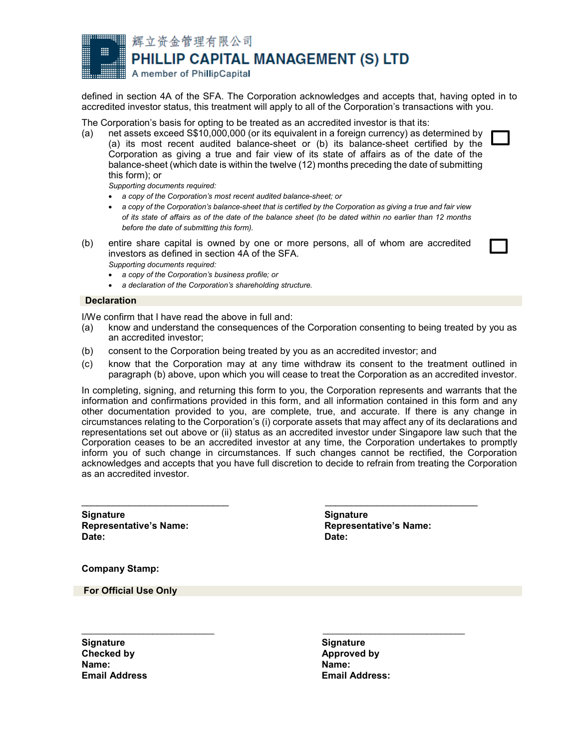defined in section 4A of the SFA. The Corporation acknowledges and accepts that, having opted in to accredited investor status, this treatment will apply to all of the Corporation's transactions with you.

The Corporation's basis for opting to be treated as an accredited investor is that its:

(a) net assets exceed S$10,000,000 (or its equivalent in a foreign currency) as determined by (a) its most recent audited balance-sheet or (b) its balance-sheet certified by the Corporation as giving a true and fair view of its state of affairs as of the date of the balance-sheet (which date is within the twelve (12) months preceding the date of submitting this form); or ☐

*Supporting documents required:*

- *a copy of the Corporation's most recent audited balance-sheet; or*
- *a copy of the Corporation's balance-sheet that is certified by the Corporation as giving a true and fair view of its state of affairs as of the date of the balance sheet (to be dated within no earlier than 12 months before the date of submitting this form).*

(b) entire share capital is owned by one or more persons, all of whom are accredited investors as defined in section 4A of the SFA. ☐

*Supporting documents required:*

- *a copy of the Corporation's business profile; or*
- *a declaration of the Corporation's shareholding structure.*

## Declaration

I/We confirm that I have read the above in full and:

(a) know and understand the consequences of the Corporation consenting to being treated by you as an accredited investor;

(b) consent to the Corporation being treated by you as an accredited investor; and

(c) know that the Corporation may at any time withdraw its consent to the treatment outlined in paragraph (b) above, upon which you will cease to treat the Corporation as an accredited investor.

In completing, signing, and returning this form to you, the Corporation represents and warrants that the information and confirmations provided in this form, and all information contained in this form and any other documentation provided to you, are complete, true, and accurate. If there is any change in circumstances relating to the Corporation's (i) corporate assets that may affect any of its declarations and representations set out above or (ii) status as an accredited investor under Singapore law such that the Corporation ceases to be an accredited investor at any time, the Corporation undertakes to promptly inform you of such change in circumstances. If such changes cannot be rectified, the Corporation acknowledges and accepts that you have full discretion to decide to refrain from treating the Corporation as an accredited investor.

\_\_\_\_\_\_\_\_\_\_\_\_\_\_\_\_\_\_\_\_\_\_\_\_\_\_\_\_\_\_

**Signature**
**Representative's Name:**
**Date:**

\_\_\_\_\_\_\_\_\_\_\_\_\_\_\_\_\_\_\_\_\_\_\_\_\_\_\_\_\_\_

**Signature**
**Representative's Name:**
**Date:**

**Company Stamp:**

## For Official Use Only

\_\_\_\_\_\_\_\_\_\_\_\_\_\_\_\_\_\_\_\_\_\_\_\_\_\_\_\_

**Signature**
**Checked by**
**Name:**
**Email Address**

\_\_\_\_\_\_\_\_\_\_\_\_\_\_\_\_\_\_\_\_\_\_\_\_\_\_\_\_

**Signature**
**Approved by**
**Name:**
**Email Address:**